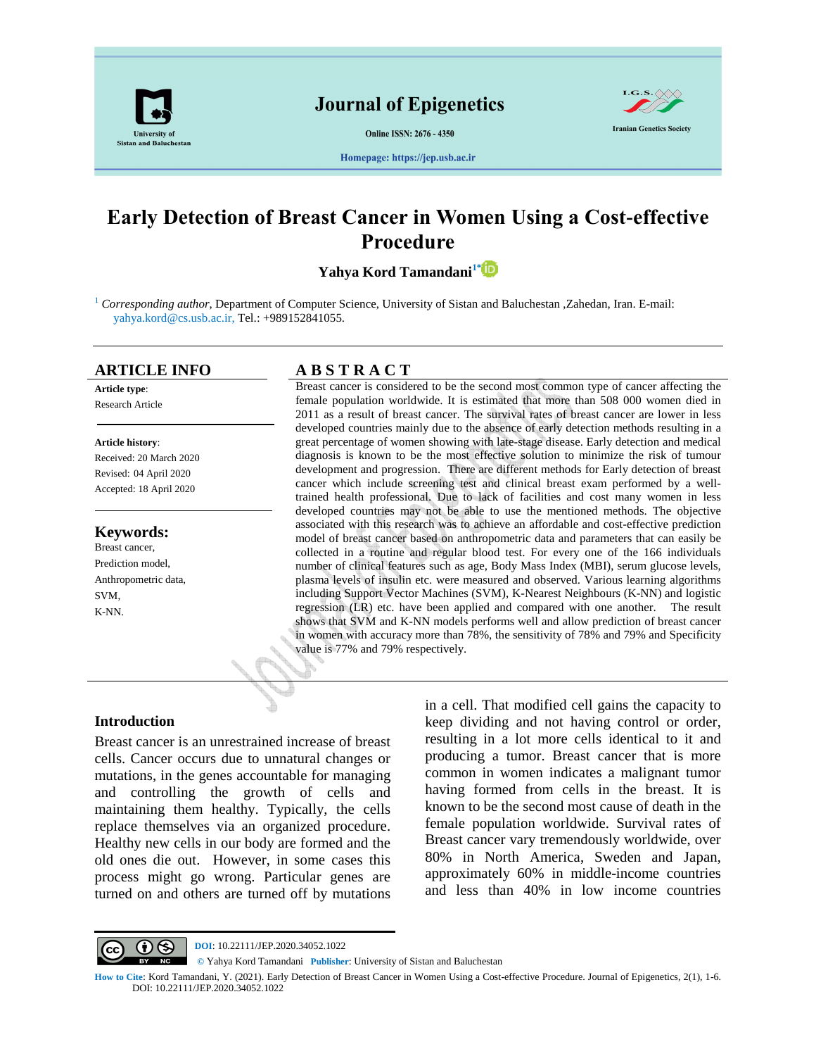Journal of Epigenetics

Online ISSN: 2676 - 4350

Homepage: https://jep.usb.ac.ir

University of Sistan and Baluchestan

Iranian Genetics Society

# Early Detection of Breast Cancer in Women Using a Cost-effective Procedure

**Yahya Kord Tamandani**[1*]

[1] *Corresponding author*, Department of Computer Science, University of Sistan and Baluchestan ,Zahedan, Iran. E-mail: yahya.kord@cs.usb.ac.ir, Tel.: +989152841055.

## ARTICLE INFO

**Article type**:
Research Article

**Article history**:
Received: 20 March 2020
Revised: 04 April 2020
Accepted: 18 April 2020

**Keywords:**
Breast cancer,
Prediction model,
Anthropometric data,
SVM,
K-NN.

## ABSTRACT

Breast cancer is considered to be the second most common type of cancer affecting the female population worldwide. It is estimated that more than 508 000 women died in 2011 as a result of breast cancer. The survival rates of breast cancer are lower in less developed countries mainly due to the absence of early detection methods resulting in a great percentage of women showing with late-stage disease. Early detection and medical diagnosis is known to be the most effective solution to minimize the risk of tumour development and progression. There are different methods for Early detection of breast cancer which include screening test and clinical breast exam performed by a well-trained health professional. Due to lack of facilities and cost many women in less developed countries may not be able to use the mentioned methods. The objective associated with this research was to achieve an affordable and cost-effective prediction model of breast cancer based on anthropometric data and parameters that can easily be collected in a routine and regular blood test. For every one of the 166 individuals number of clinical features such as age, Body Mass Index (MBI), serum glucose levels, plasma levels of insulin etc. were measured and observed. Various learning algorithms including Support Vector Machines (SVM), K-Nearest Neighbours (K-NN) and logistic regression (LR) etc. have been applied and compared with one another. The result shows that SVM and K-NN models performs well and allow prediction of breast cancer in women with accuracy more than 78%, the sensitivity of 78% and 79% and Specificity value is 77% and 79% respectively.

## Introduction

Breast cancer is an unrestrained increase of breast cells. Cancer occurs due to unnatural changes or mutations, in the genes accountable for managing and controlling the growth of cells and maintaining them healthy. Typically, the cells replace themselves via an organized procedure. Healthy new cells in our body are formed and the old ones die out. However, in some cases this process might go wrong. Particular genes are turned on and others are turned off by mutations in a cell. That modified cell gains the capacity to keep dividing and not having control or order, resulting in a lot more cells identical to it and producing a tumor. Breast cancer that is more common in women indicates a malignant tumor having formed from cells in the breast. It is known to be the second most cause of death in the female population worldwide. Survival rates of Breast cancer vary tremendously worldwide, over 80% in North America, Sweden and Japan, approximately 60% in middle-income countries and less than 40% in low income countries

**DOI**: 10.22111/JEP.2020.34052.1022
© Yahya Kord Tamandani **Publisher**: University of Sistan and Baluchestan

**How to Cite**: Kord Tamandani, Y. (2021). Early Detection of Breast Cancer in Women Using a Cost-effective Procedure. Journal of Epigenetics, 2(1), 1-6. DOI: 10.22111/JEP.2020.34052.1022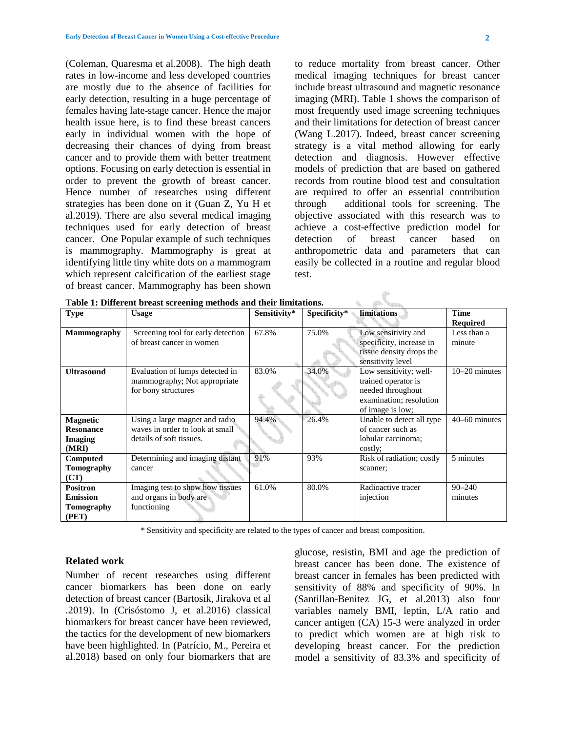(Coleman, Quaresma et al.2008). The high death rates in low-income and less developed countries are mostly due to the absence of facilities for early detection, resulting in a huge percentage of females having late-stage cancer. Hence the major health issue here, is to find these breast cancers early in individual women with the hope of decreasing their chances of dying from breast cancer and to provide them with better treatment options. Focusing on early detection is essential in order to prevent the growth of breast cancer. Hence number of researches using different strategies has been done on it (Guan Z, Yu H et al.2019). There are also several medical imaging techniques used for early detection of breast cancer. One Popular example of such techniques is mammography. Mammography is great at identifying little tiny white dots on a mammogram which represent calcification of the earliest stage of breast cancer. Mammography has been shown to reduce mortality from breast cancer. Other medical imaging techniques for breast cancer include breast ultrasound and magnetic resonance imaging (MRI). Table 1 shows the comparison of most frequently used image screening techniques and their limitations for detection of breast cancer (Wang L.2017). Indeed, breast cancer screening strategy is a vital method allowing for early detection and diagnosis. However effective models of prediction that are based on gathered records from routine blood test and consultation are required to offer an essential contribution through additional tools for screening. The objective associated with this research was to achieve a cost-effective prediction model for detection of breast cancer based on anthropometric data and parameters that can easily be collected in a routine and regular blood test.

**Table 1: Different breast screening methods and their limitations.**

| Type | Usage | Sensitivity* | Specificity* | limitations | Time Required |
|---|---|---|---|---|---|
| **Mammography** | Screening tool for early detection of breast cancer in women | 67.8% | 75.0% | Low sensitivity and specificity, increase in tissue density drops the sensitivity level | Less than a minute |
| **Ultrasound** | Evaluation of lumps detected in mammography; Not appropriate for bony structures | 83.0% | 34.0% | Low sensitivity; well-trained operator is needed throughout examination; resolution of image is low; | 10–20 minutes |
| **Magnetic Resonance Imaging (MRI)** | Using a large magnet and radio waves in order to look at small details of soft tissues. | 94.4% | 26.4% | Unable to detect all type of cancer such as lobular carcinoma; costly; | 40–60 minutes |
| **Computed Tomography (CT)** | Determining and imaging distant cancer | 91% | 93% | Risk of radiation; costly scanner; | 5 minutes |
| **Positron Emission Tomography (PET)** | Imaging test to show how tissues and organs in body are functioning | 61.0% | 80.0% | Radioactive tracer injection | 90–240 minutes |

\* Sensitivity and specificity are related to the types of cancer and breast composition.

## Related work

Number of recent researches using different cancer biomarkers has been done on early detection of breast cancer (Bartosik, Jirakova et al .2019). In (Crisóstomo J, et al.2016) classical biomarkers for breast cancer have been reviewed, the tactics for the development of new biomarkers have been highlighted. In (Patrício, M., Pereira et al.2018) based on only four biomarkers that are glucose, resistin, BMI and age the prediction of breast cancer has been done. The existence of breast cancer in females has been predicted with sensitivity of 88% and specificity of 90%. In (Santillan-Benitez JG, et al.2013) also four variables namely BMI, leptin, L/A ratio and cancer antigen (CA) 15-3 were analyzed in order to predict which women are at high risk to developing breast cancer. For the prediction model a sensitivity of 83.3% and specificity of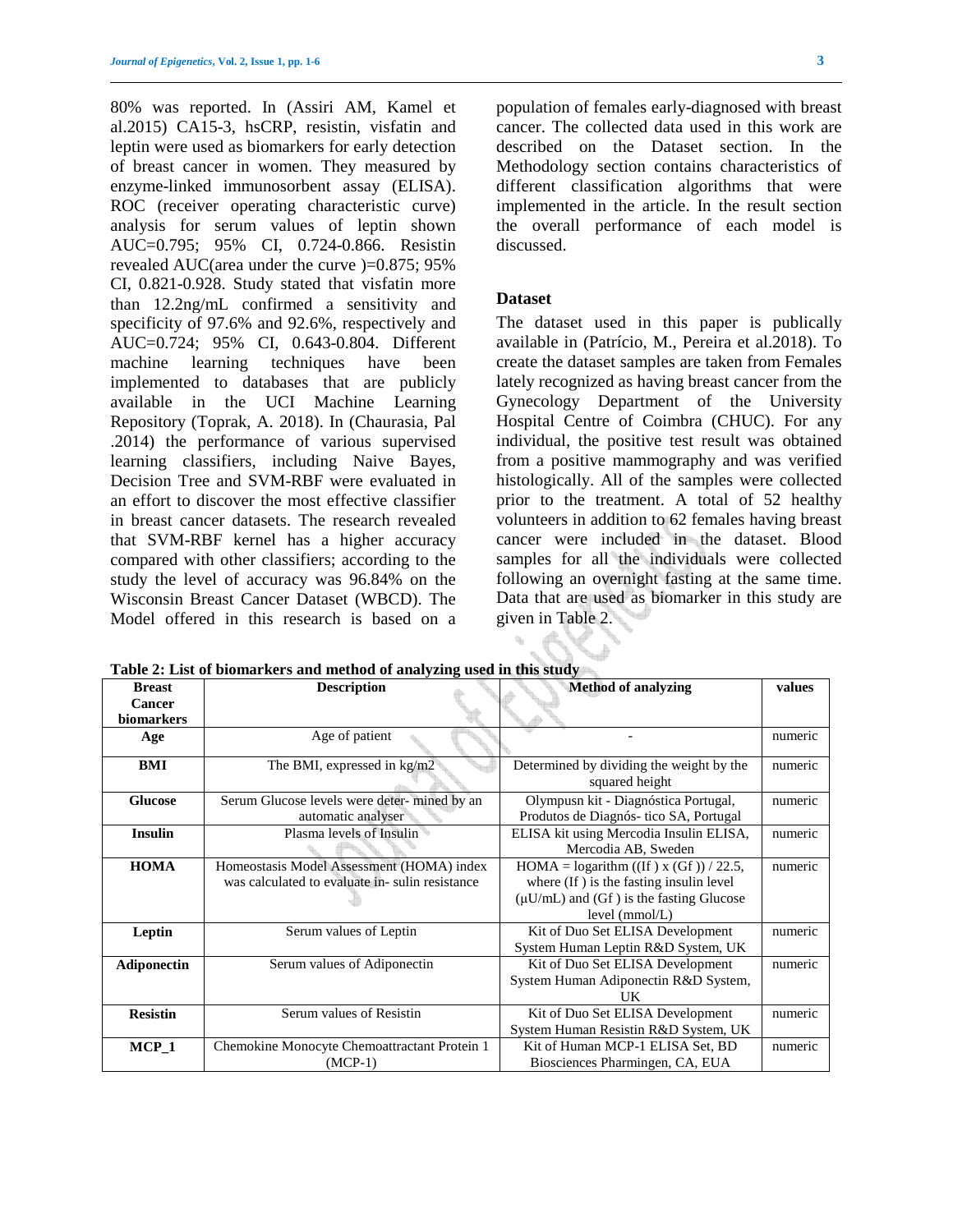80% was reported. In (Assiri AM, Kamel et al.2015) CA15-3, hsCRP, resistin, visfatin and leptin were used as biomarkers for early detection of breast cancer in women. They measured by enzyme-linked immunosorbent assay (ELISA). ROC (receiver operating characteristic curve) analysis for serum values of leptin shown AUC=0.795; 95% CI, 0.724-0.866. Resistin revealed AUC(area under the curve )=0.875; 95% CI, 0.821-0.928. Study stated that visfatin more than 12.2ng/mL confirmed a sensitivity and specificity of 97.6% and 92.6%, respectively and AUC=0.724; 95% CI, 0.643-0.804. Different machine learning techniques have been implemented to databases that are publicly available in the UCI Machine Learning Repository (Toprak, A. 2018). In (Chaurasia, Pal .2014) the performance of various supervised learning classifiers, including Naive Bayes, Decision Tree and SVM-RBF were evaluated in an effort to discover the most effective classifier in breast cancer datasets. The research revealed that SVM-RBF kernel has a higher accuracy compared with other classifiers; according to the study the level of accuracy was 96.84% on the Wisconsin Breast Cancer Dataset (WBCD). The Model offered in this research is based on a population of females early-diagnosed with breast cancer. The collected data used in this work are described on the Dataset section. In the Methodology section contains characteristics of different classification algorithms that were implemented in the article. In the result section the overall performance of each model is discussed.

## Dataset

The dataset used in this paper is publically available in (Patrício, M., Pereira et al.2018). To create the dataset samples are taken from Females lately recognized as having breast cancer from the Gynecology Department of the University Hospital Centre of Coimbra (CHUC). For any individual, the positive test result was obtained from a positive mammography and was verified histologically. All of the samples were collected prior to the treatment. A total of 52 healthy volunteers in addition to 62 females having breast cancer were included in the dataset. Blood samples for all the individuals were collected following an overnight fasting at the same time. Data that are used as biomarker in this study are given in Table 2.

**Table 2: List of biomarkers and method of analyzing used in this study**

| Breast Cancer biomarkers | Description | Method of analyzing | values |
|---|---|---|---|
| **Age** | Age of patient | - | numeric |
| **BMI** | The BMI, expressed in kg/m2 | Determined by dividing the weight by the squared height | numeric |
| **Glucose** | Serum Glucose levels were deter- mined by an automatic analyser | Olympusn kit - Diagnóstica Portugal, Produtos de Diagnós- tico SA, Portugal | numeric |
| **Insulin** | Plasma levels of Insulin | ELISA kit using Mercodia Insulin ELISA, Mercodia AB, Sweden | numeric |
| **HOMA** | Homeostasis Model Assessment (HOMA) index was calculated to evaluate in- sulin resistance | HOMA = logarithm ((If ) x (Gf )) / 22.5, where (If ) is the fasting insulin level (μU/mL) and (Gf ) is the fasting Glucose level (mmol/L) | numeric |
| **Leptin** | Serum values of Leptin | Kit of Duo Set ELISA Development System Human Leptin R&D System, UK | numeric |
| **Adiponectin** | Serum values of Adiponectin | Kit of Duo Set ELISA Development System Human Adiponectin R&D System, UK | numeric |
| **Resistin** | Serum values of Resistin | Kit of Duo Set ELISA Development System Human Resistin R&D System, UK | numeric |
| **MCP_1** | Chemokine Monocyte Chemoattractant Protein 1 (MCP-1) | Kit of Human MCP-1 ELISA Set, BD Biosciences Pharmingen, CA, EUA | numeric |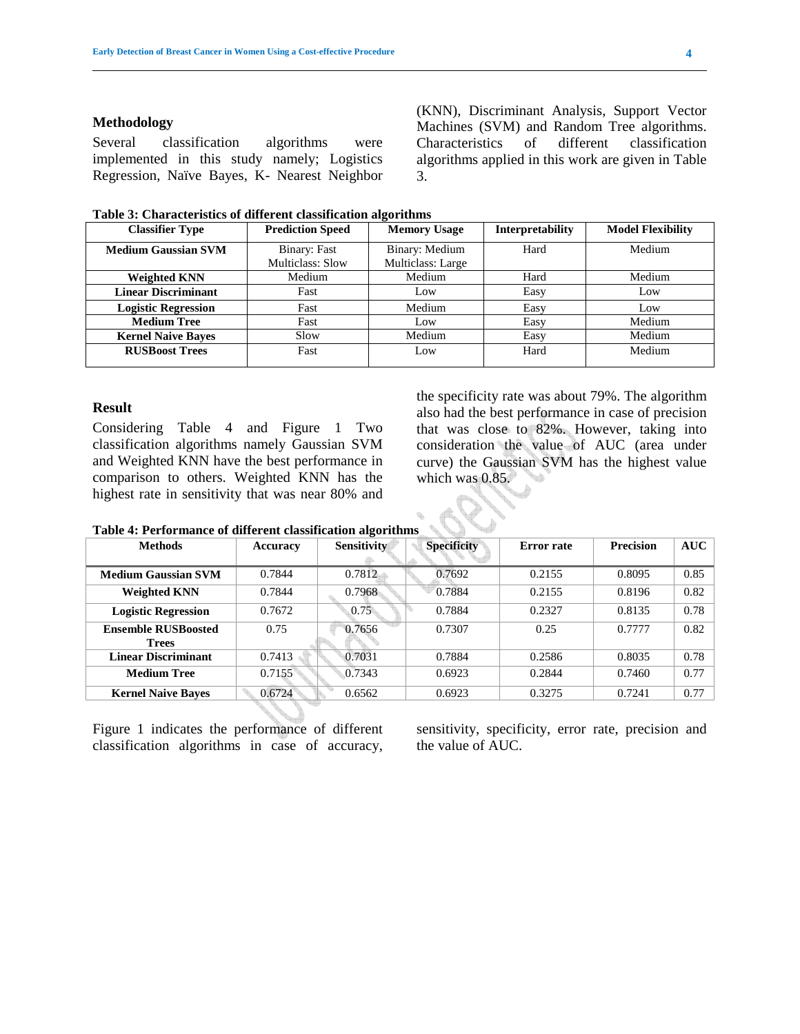## Methodology

Several classification algorithms were implemented in this study namely; Logistics Regression, Naïve Bayes, K- Nearest Neighbor (KNN), Discriminant Analysis, Support Vector Machines (SVM) and Random Tree algorithms. Characteristics of different classification algorithms applied in this work are given in Table 3.

**Table 3: Characteristics of different classification algorithms**

| Classifier Type | Prediction Speed | Memory Usage | Interpretability | Model Flexibility |
|---|---|---|---|---|
| **Medium Gaussian SVM** | Binary: Fast<br>Multiclass: Slow | Binary: Medium<br>Multiclass: Large | Hard | Medium |
| **Weighted KNN** | Medium | Medium | Hard | Medium |
| **Linear Discriminant** | Fast | Low | Easy | Low |
| **Logistic Regression** | Fast | Medium | Easy | Low |
| **Medium Tree** | Fast | Low | Easy | Medium |
| **Kernel Naive Bayes** | Slow | Medium | Easy | Medium |
| **RUSBoost Trees** | Fast | Low | Hard | Medium |

## Result

Considering Table 4 and Figure 1 Two classification algorithms namely Gaussian SVM and Weighted KNN have the best performance in comparison to others. Weighted KNN has the highest rate in sensitivity that was near 80% and the specificity rate was about 79%. The algorithm also had the best performance in case of precision that was close to 82%. However, taking into consideration the value of AUC (area under curve) the Gaussian SVM has the highest value which was 0.85.

**Table 4: Performance of different classification algorithms**

| Methods | Accuracy | Sensitivity | Specificity | Error rate | Precision | AUC |
|---|---|---|---|---|---|---|
| **Medium Gaussian SVM** | 0.7844 | 0.7812 | 0.7692 | 0.2155 | 0.8095 | 0.85 |
| **Weighted KNN** | 0.7844 | 0.7968 | 0.7884 | 0.2155 | 0.8196 | 0.82 |
| **Logistic Regression** | 0.7672 | 0.75 | 0.7884 | 0.2327 | 0.8135 | 0.78 |
| **Ensemble RUSBoosted Trees** | 0.75 | 0.7656 | 0.7307 | 0.25 | 0.7777 | 0.82 |
| **Linear Discriminant** | 0.7413 | 0.7031 | 0.7884 | 0.2586 | 0.8035 | 0.78 |
| **Medium Tree** | 0.7155 | 0.7343 | 0.6923 | 0.2844 | 0.7460 | 0.77 |
| **Kernel Naive Bayes** | 0.6724 | 0.6562 | 0.6923 | 0.3275 | 0.7241 | 0.77 |

Figure 1 indicates the performance of different classification algorithms in case of accuracy, sensitivity, specificity, error rate, precision and the value of AUC.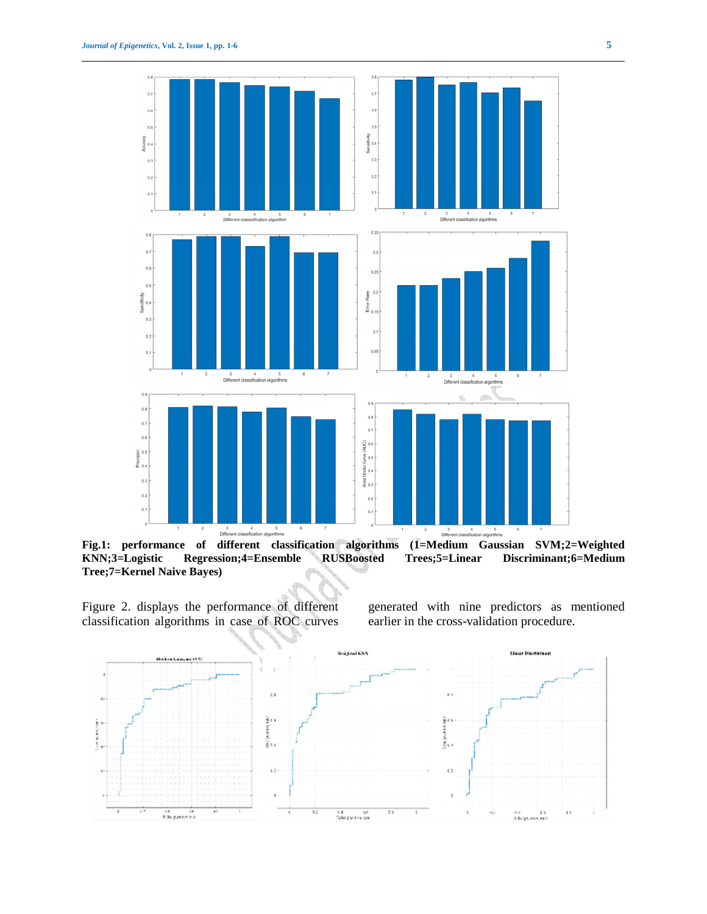**Fig.1: performance of different classification algorithms (1=Medium Gaussian SVM;2=Weighted KNN;3=Logistic Regression;4=Ensemble RUSBoosted Trees;5=Linear Discriminant;6=Medium Tree;7=Kernel Naive Bayes)**

Figure 2. displays the performance of different classification algorithms in case of ROC curves generated with nine predictors as mentioned earlier in the cross-validation procedure.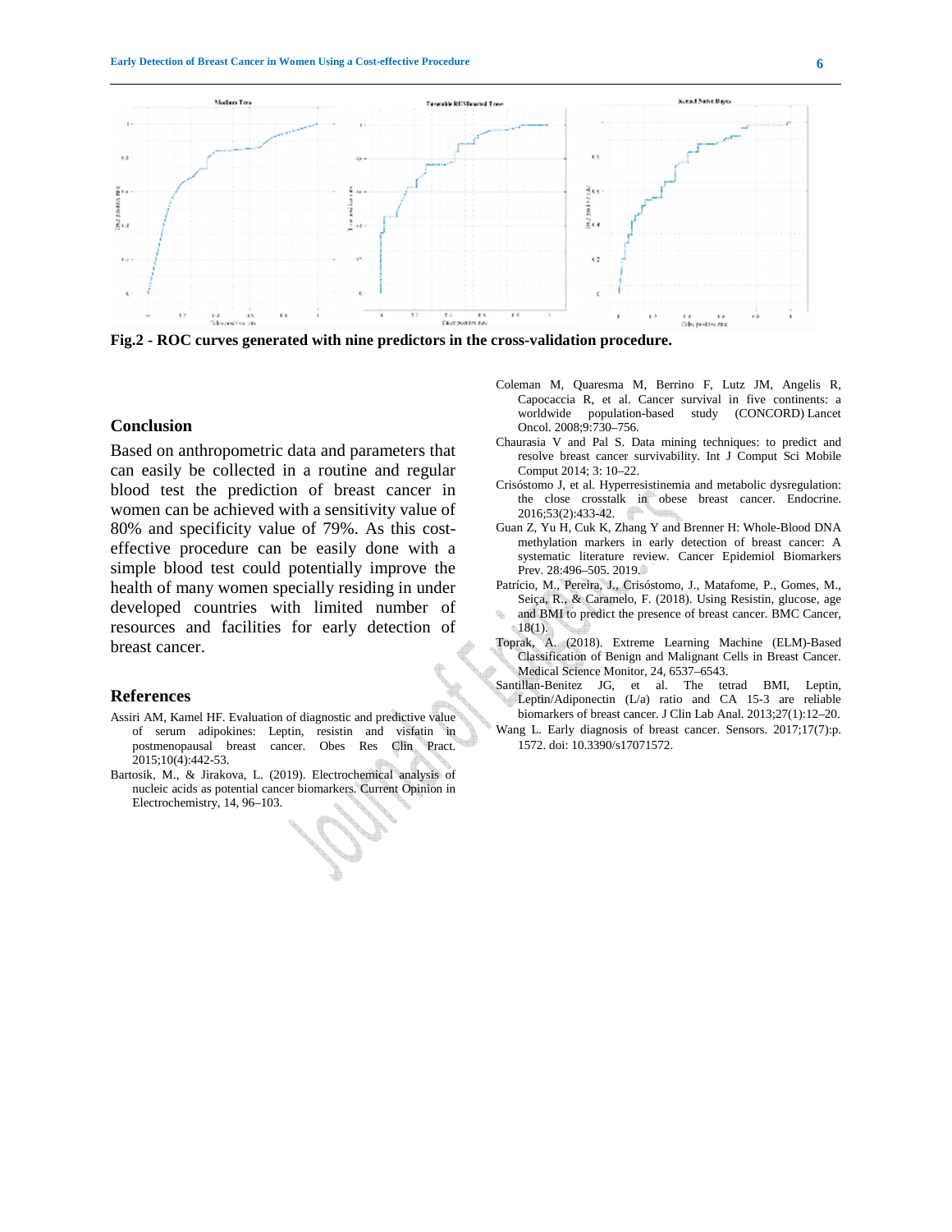Medium Tree

Tunable RUSBoosted Tree

Kernel Naive Bayes

Fig.2 - ROC curves generated with nine predictors in the cross-validation procedure.

## Conclusion

Based on anthropometric data and parameters that can easily be collected in a routine and regular blood test the prediction of breast cancer in women can be achieved with a sensitivity value of 80% and specificity value of 79%. As this cost-effective procedure can be easily done with a simple blood test could potentially improve the health of many women specially residing in under developed countries with limited number of resources and facilities for early detection of breast cancer.

## References

Assiri AM, Kamel HF. Evaluation of diagnostic and predictive value of serum adipokines: Leptin, resistin and visfatin in postmenopausal breast cancer. Obes Res Clin Pract. 2015;10(4):442-53.

Bartosik, M., & Jirakova, L. (2019). Electrochemical analysis of nucleic acids as potential cancer biomarkers. Current Opinion in Electrochemistry, 14, 96–103.

Coleman M, Quaresma M, Berrino F, Lutz JM, Angelis R, Capocaccia R, et al. Cancer survival in five continents: a worldwide population-based study (CONCORD) Lancet Oncol. 2008;9:730–756.

Chaurasia V and Pal S. Data mining techniques: to predict and resolve breast cancer survivability. Int J Comput Sci Mobile Comput 2014; 3: 10–22.

Crisóstomo J, et al. Hyperresistinemia and metabolic dysregulation: the close crosstalk in obese breast cancer. Endocrine. 2016;53(2):433-42.

Guan Z, Yu H, Cuk K, Zhang Y and Brenner H: Whole-Blood DNA methylation markers in early detection of breast cancer: A systematic literature review. Cancer Epidemiol Biomarkers Prev. 28:496–505. 2019.

Patrício, M., Pereira, J., Crisóstomo, J., Matafome, P., Gomes, M., Seiça, R., & Caramelo, F. (2018). Using Resistin, glucose, age and BMI to predict the presence of breast cancer. BMC Cancer, 18(1).

Toprak, A. (2018). Extreme Learning Machine (ELM)-Based Classification of Benign and Malignant Cells in Breast Cancer. Medical Science Monitor, 24, 6537–6543.

Santillan-Benitez JG, et al. The tetrad BMI, Leptin, Leptin/Adiponectin (L/a) ratio and CA 15-3 are reliable biomarkers of breast cancer. J Clin Lab Anal. 2013;27(1):12–20.

Wang L. Early diagnosis of breast cancer. Sensors. 2017;17(7):p. 1572. doi: 10.3390/s17071572.